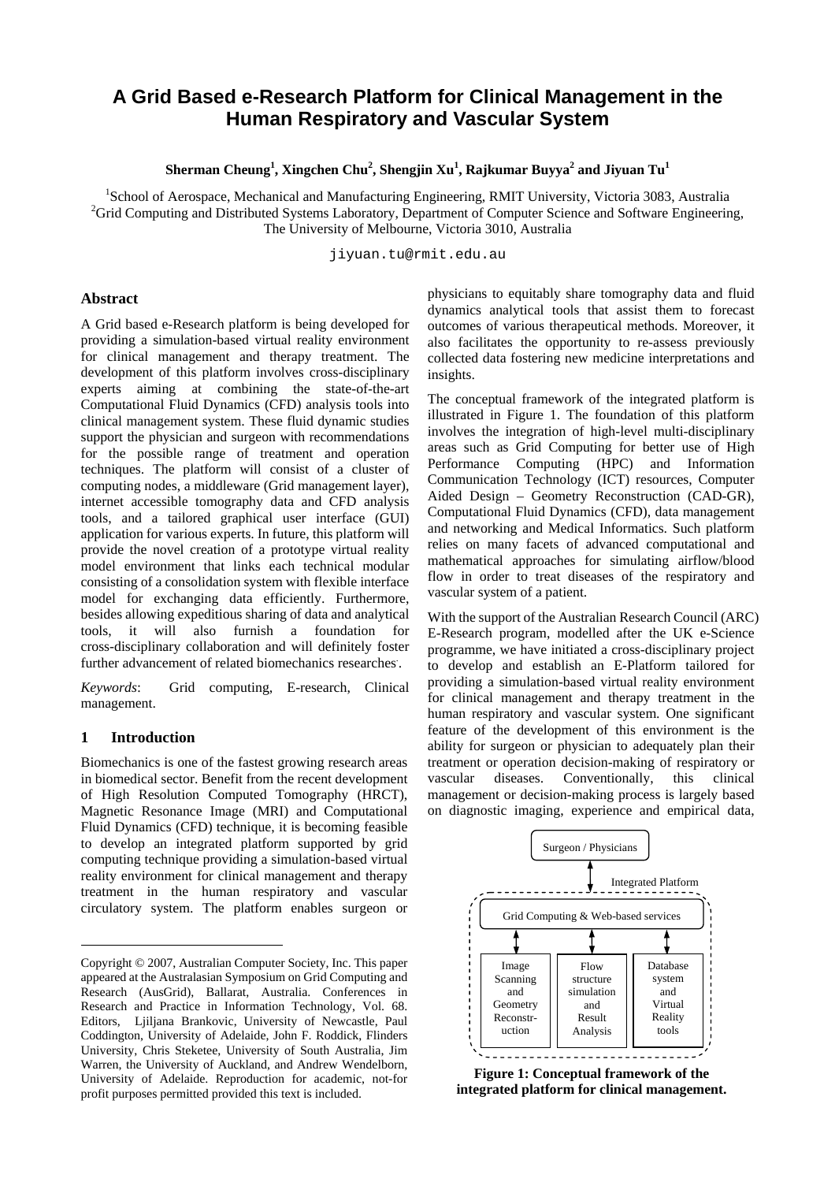# A Grid Based e-Research Platform for Clinical Management in the Human Respiratory and Vascular System

**Sherman Cheung[1], Xingchen Chu[2], Shengjin Xu[1], Rajkumar Buyya[2] and Jiyuan Tu[1]**

[1]School of Aerospace, Mechanical and Manufacturing Engineering, RMIT University, Victoria 3083, Australia
[2]Grid Computing and Distributed Systems Laboratory, Department of Computer Science and Software Engineering, The University of Melbourne, Victoria 3010, Australia

jiyuan.tu@rmit.edu.au

## Abstract

A Grid based e-Research platform is being developed for providing a simulation-based virtual reality environment for clinical management and therapy treatment. The development of this platform involves cross-disciplinary experts aiming at combining the state-of-the-art Computational Fluid Dynamics (CFD) analysis tools into clinical management system. These fluid dynamic studies support the physician and surgeon with recommendations for the possible range of treatment and operation techniques. The platform will consist of a cluster of computing nodes, a middleware (Grid management layer), internet accessible tomography data and CFD analysis tools, and a tailored graphical user interface (GUI) application for various experts. In future, this platform will provide the novel creation of a prototype virtual reality model environment that links each technical modular consisting of a consolidation system with flexible interface model for exchanging data efficiently. Furthermore, besides allowing expeditious sharing of data and analytical tools, it will also furnish a foundation for cross-disciplinary collaboration and will definitely foster further advancement of related biomechanics researches.

*Keywords*: Grid computing, E-research, Clinical management.

## 1 Introduction

Biomechanics is one of the fastest growing research areas in biomedical sector. Benefit from the recent development of High Resolution Computed Tomography (HRCT), Magnetic Resonance Image (MRI) and Computational Fluid Dynamics (CFD) technique, it is becoming feasible to develop an integrated platform supported by grid computing technique providing a simulation-based virtual reality environment for clinical management and therapy treatment in the human respiratory and vascular circulatory system. The platform enables surgeon or physicians to equitably share tomography data and fluid dynamics analytical tools that assist them to forecast outcomes of various therapeutical methods. Moreover, it also facilitates the opportunity to re-assess previously collected data fostering new medicine interpretations and insights.

The conceptual framework of the integrated platform is illustrated in Figure 1. The foundation of this platform involves the integration of high-level multi-disciplinary areas such as Grid Computing for better use of High Performance Computing (HPC) and Information Communication Technology (ICT) resources, Computer Aided Design – Geometry Reconstruction (CAD-GR), Computational Fluid Dynamics (CFD), data management and networking and Medical Informatics. Such platform relies on many facets of advanced computational and mathematical approaches for simulating airflow/blood flow in order to treat diseases of the respiratory and vascular system of a patient.

With the support of the Australian Research Council (ARC) E-Research program, modelled after the UK e-Science programme, we have initiated a cross-disciplinary project to develop and establish an E-Platform tailored for providing a simulation-based virtual reality environment for clinical management and therapy treatment in the human respiratory and vascular system. One significant feature of the development of this environment is the ability for surgeon or physician to adequately plan their treatment or operation decision-making of respiratory or vascular diseases. Conventionally, this clinical management or decision-making process is largely based on diagnostic imaging, experience and empirical data,

Surgeon / Physicians

Integrated Platform

Grid Computing & Web-based services

| Image Scanning and Geometry Reconstruction | Flow structure simulation and Result Analysis | Database system and Virtual Reality tools |
|---|---|---|

**Figure 1: Conceptual framework of the integrated platform for clinical management.**

---

Copyright © 2007, Australian Computer Society, Inc. This paper appeared at the Australasian Symposium on Grid Computing and Research (AusGrid), Ballarat, Australia. Conferences in Research and Practice in Information Technology, Vol. 68. Editors, Ljiljana Brankovic, University of Newcastle, Paul Coddington, University of Adelaide, John F. Roddick, Flinders University, Chris Steketee, University of South Australia, Jim Warren, the University of Auckland, and Andrew Wendelborn, University of Adelaide. Reproduction for academic, not-for profit purposes permitted provided this text is included.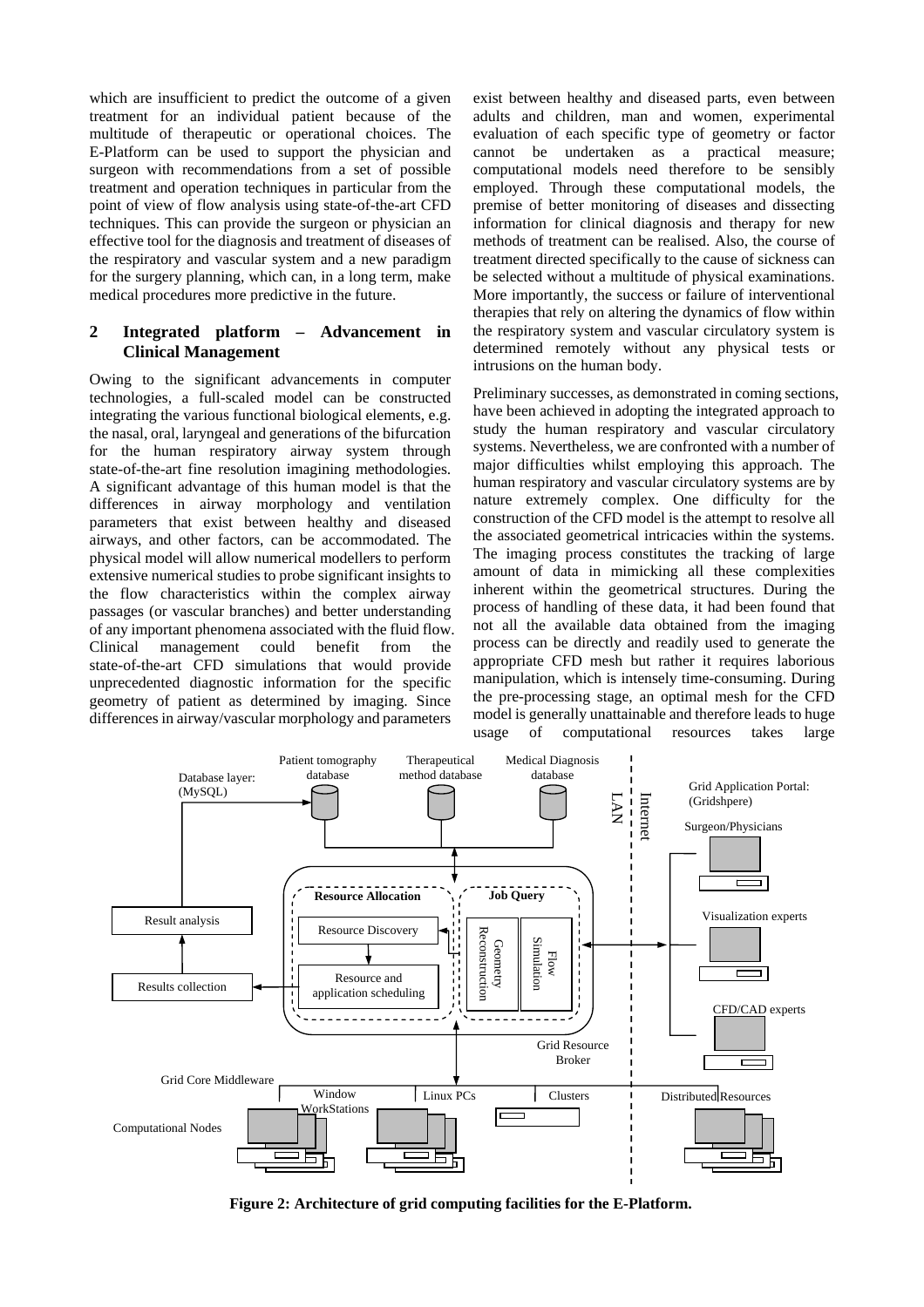which are insufficient to predict the outcome of a given treatment for an individual patient because of the multitude of therapeutic or operational choices. The E-Platform can be used to support the physician and surgeon with recommendations from a set of possible treatment and operation techniques in particular from the point of view of flow analysis using state-of-the-art CFD techniques. This can provide the surgeon or physician an effective tool for the diagnosis and treatment of diseases of the respiratory and vascular system and a new paradigm for the surgery planning, which can, in a long term, make medical procedures more predictive in the future.

## 2 Integrated platform – Advancement in Clinical Management

Owing to the significant advancements in computer technologies, a full-scaled model can be constructed integrating the various functional biological elements, e.g. the nasal, oral, laryngeal and generations of the bifurcation for the human respiratory airway system through state-of-the-art fine resolution imagining methodologies. A significant advantage of this human model is that the differences in airway morphology and ventilation parameters that exist between healthy and diseased airways, and other factors, can be accommodated. The physical model will allow numerical modellers to perform extensive numerical studies to probe significant insights to the flow characteristics within the complex airway passages (or vascular branches) and better understanding of any important phenomena associated with the fluid flow. Clinical management could benefit from the state-of-the-art CFD simulations that would provide unprecedented diagnostic information for the specific geometry of patient as determined by imaging. Since differences in airway/vascular morphology and parameters exist between healthy and diseased parts, even between adults and children, man and women, experimental evaluation of each specific type of geometry or factor cannot be undertaken as a practical measure; computational models need therefore to be sensibly employed. Through these computational models, the premise of better monitoring of diseases and dissecting information for clinical diagnosis and therapy for new methods of treatment can be realised. Also, the course of treatment directed specifically to the cause of sickness can be selected without a multitude of physical examinations. More importantly, the success or failure of interventional therapies that rely on altering the dynamics of flow within the respiratory system and vascular circulatory system is determined remotely without any physical tests or intrusions on the human body.

Preliminary successes, as demonstrated in coming sections, have been achieved in adopting the integrated approach to study the human respiratory and vascular circulatory systems. Nevertheless, we are confronted with a number of major difficulties whilst employing this approach. The human respiratory and vascular circulatory systems are by nature extremely complex. One difficulty for the construction of the CFD model is the attempt to resolve all the associated geometrical intricacies within the systems. The imaging process constitutes the tracking of large amount of data in mimicking all these complexities inherent within the geometrical structures. During the process of handling of these data, it had been found that not all the available data obtained from the imaging process can be directly and readily used to generate the appropriate CFD mesh but rather it requires laborious manipulation, which is intensely time-consuming. During the pre-processing stage, an optimal mesh for the CFD model is generally unattainable and therefore leads to huge usage of computational resources takes large

**Figure 2: Architecture of grid computing facilities for the E-Platform.**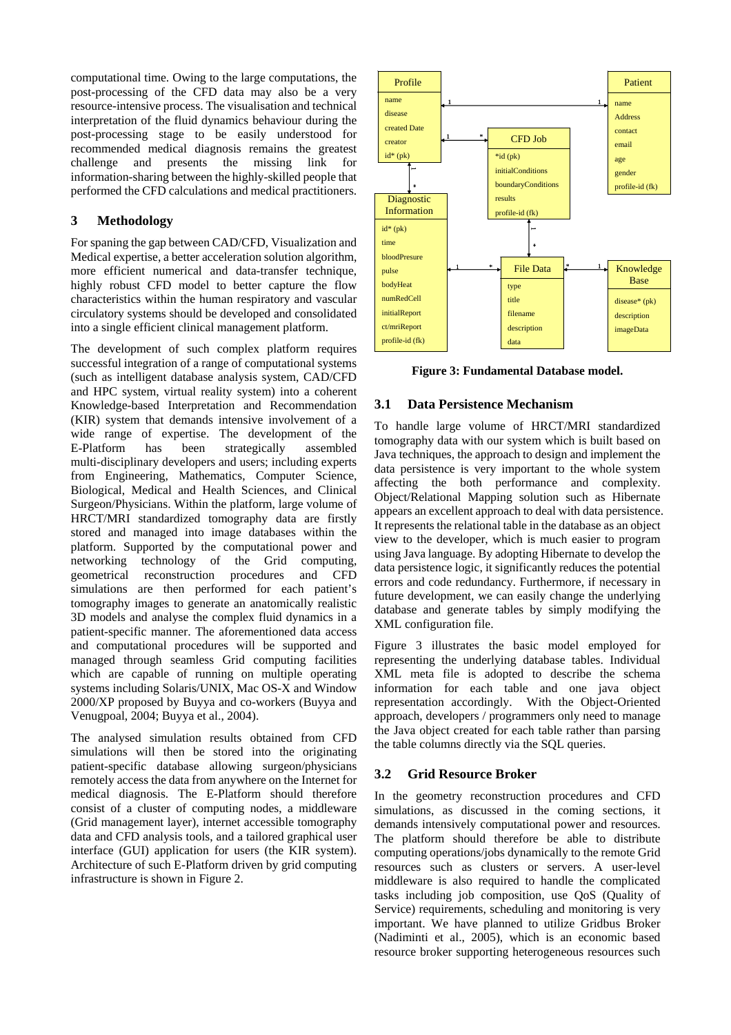computational time. Owing to the large computations, the post-processing of the CFD data may also be a very resource-intensive process. The visualisation and technical interpretation of the fluid dynamics behaviour during the post-processing stage to be easily understood for recommended medical diagnosis remains the greatest challenge and presents the missing link for information-sharing between the highly-skilled people that performed the CFD calculations and medical practitioners.

## 3 Methodology

For spaning the gap between CAD/CFD, Visualization and Medical expertise, a better acceleration solution algorithm, more efficient numerical and data-transfer technique, highly robust CFD model to better capture the flow characteristics within the human respiratory and vascular circulatory systems should be developed and consolidated into a single efficient clinical management platform.

The development of such complex platform requires successful integration of a range of computational systems (such as intelligent database analysis system, CAD/CFD and HPC system, virtual reality system) into a coherent Knowledge-based Interpretation and Recommendation (KIR) system that demands intensive involvement of a wide range of expertise. The development of the E-Platform has been strategically assembled multi-disciplinary developers and users; including experts from Engineering, Mathematics, Computer Science, Biological, Medical and Health Sciences, and Clinical Surgeon/Physicians. Within the platform, large volume of HRCT/MRI standardized tomography data are firstly stored and managed into image databases within the platform. Supported by the computational power and networking technology of the Grid computing, geometrical reconstruction procedures and CFD simulations are then performed for each patient's tomography images to generate an anatomically realistic 3D models and analyse the complex fluid dynamics in a patient-specific manner. The aforementioned data access and computational procedures will be supported and managed through seamless Grid computing facilities which are capable of running on multiple operating systems including Solaris/UNIX, Mac OS-X and Window 2000/XP proposed by Buyya and co-workers (Buyya and Venugpoal, 2004; Buyya et al., 2004).

The analysed simulation results obtained from CFD simulations will then be stored into the originating patient-specific database allowing surgeon/physicians remotely access the data from anywhere on the Internet for medical diagnosis. The E-Platform should therefore consist of a cluster of computing nodes, a middleware (Grid management layer), internet accessible tomography data and CFD analysis tools, and a tailored graphical user interface (GUI) application for users (the KIR system). Architecture of such E-Platform driven by grid computing infrastructure is shown in Figure 2.

**Figure 3: Fundamental Database model.**

### 3.1 Data Persistence Mechanism

To handle large volume of HRCT/MRI standardized tomography data with our system which is built based on Java techniques, the approach to design and implement the data persistence is very important to the whole system affecting the both performance and complexity. Object/Relational Mapping solution such as Hibernate appears an excellent approach to deal with data persistence. It represents the relational table in the database as an object view to the developer, which is much easier to program using Java language. By adopting Hibernate to develop the data persistence logic, it significantly reduces the potential errors and code redundancy. Furthermore, if necessary in future development, we can easily change the underlying database and generate tables by simply modifying the XML configuration file.

Figure 3 illustrates the basic model employed for representing the underlying database tables. Individual XML meta file is adopted to describe the schema information for each table and one java object representation accordingly. With the Object-Oriented approach, developers / programmers only need to manage the Java object created for each table rather than parsing the table columns directly via the SQL queries.

### 3.2 Grid Resource Broker

In the geometry reconstruction procedures and CFD simulations, as discussed in the coming sections, it demands intensively computational power and resources. The platform should therefore be able to distribute computing operations/jobs dynamically to the remote Grid resources such as clusters or servers. A user-level middleware is also required to handle the complicated tasks including job composition, use QoS (Quality of Service) requirements, scheduling and monitoring is very important. We have planned to utilize Gridbus Broker (Nadiminti et al., 2005), which is an economic based resource broker supporting heterogeneous resources such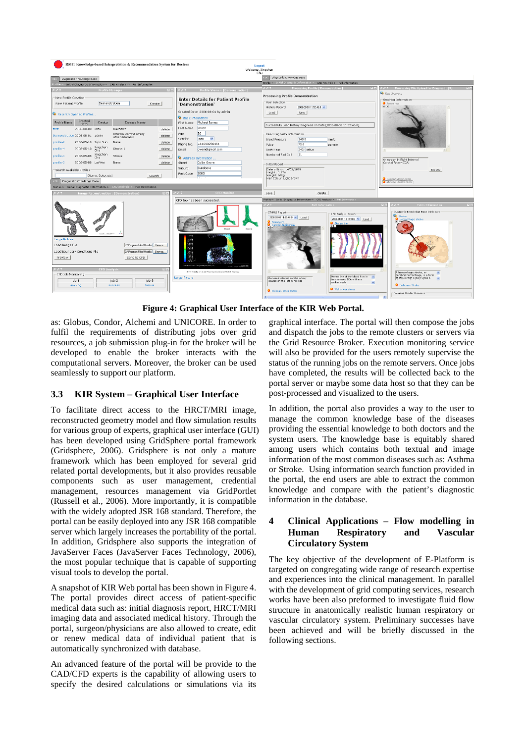**Figure 4: Graphical User Interface of the KIR Web Portal.**

as: Globus, Condor, Alchemi and UNICORE. In order to fulfil the requirements of distributing jobs over grid resources, a job submission plug-in for the broker will be developed to enable the broker interacts with the computational servers. Moreover, the broker can be used seamlessly to support our platform.

### 3.3 KIR System – Graphical User Interface

To facilitate direct access to the HRCT/MRI image, reconstructed geometry model and flow simulation results for various group of experts, graphical user interface (GUI) has been developed using GridSphere portal framework (Gridsphere, 2006). Gridsphere is not only a mature framework which has been employed for several grid related portal developments, but it also provides reusable components such as user management, credential management, resources management via GridPortlet (Russell et al., 2006). More importantly, it is compatible with the widely adopted JSR 168 standard. Therefore, the portal can be easily deployed into any JSR 168 compatible server which largely increases the portability of the portal. In addition, Gridsphere also supports the integration of JavaServer Faces (JavaServer Faces Technology, 2006), the most popular technique that is capable of supporting visual tools to develop the portal.

A snapshot of KIR Web portal has been shown in Figure 4. The portal provides direct access of patient-specific medical data such as: initial diagnosis report, HRCT/MRI imaging data and associated medical history. Through the portal, surgeon/physicians are also allowed to create, edit or renew medical data of individual patient that is automatically synchronized with database.

An advanced feature of the portal will be provide to the CAD/CFD experts is the capability of allowing users to specify the desired calculations or simulations via its graphical interface. The portal will then compose the jobs and dispatch the jobs to the remote clusters or servers via the Grid Resource Broker. Execution monitoring service will also be provided for the users remotely supervise the status of the running jobs on the remote servers. Once jobs have completed, the results will be collected back to the portal server or maybe some data host so that they can be post-processed and visualized to the users.

In addition, the portal also provides a way to the user to manage the common knowledge base of the diseases providing the essential knowledge to both doctors and the system users. The knowledge base is equitably shared among users which contains both textual and image information of the most common diseases such as: Asthma or Stroke. Using information search function provided in the portal, the end users are able to extract the common knowledge and compare with the patient's diagnostic information in the database.

## 4 Clinical Applications – Flow modelling in Human Respiratory and Vascular Circulatory System

The key objective of the development of E-Platform is targeted on congregating wide range of research expertise and experiences into the clinical management. In parallel with the development of grid computing services, research works have been also preformed to investigate fluid flow structure in anatomically realistic human respiratory or vascular circulatory system. Preliminary successes have been achieved and will be briefly discussed in the following sections.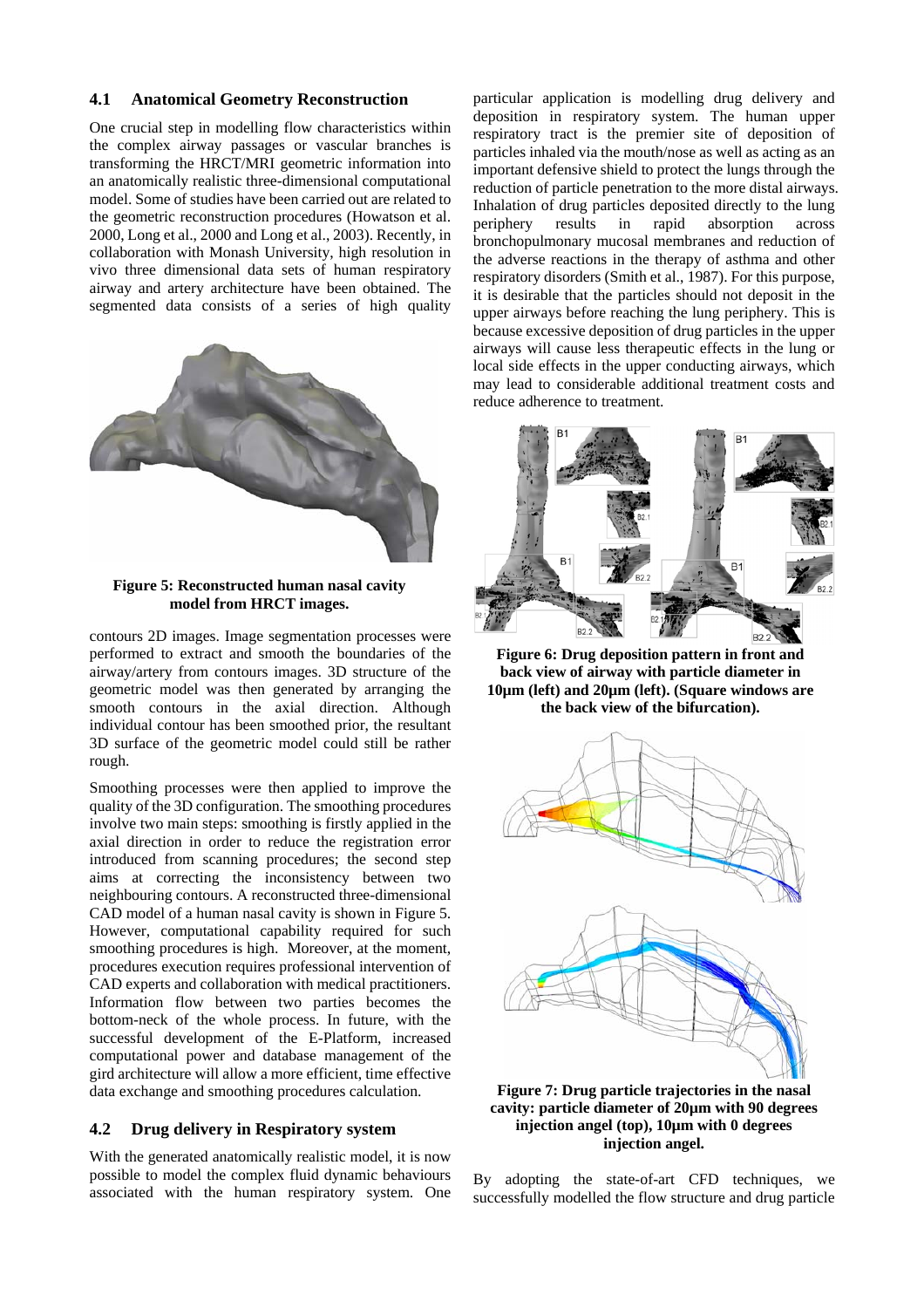### 4.1 Anatomical Geometry Reconstruction

One crucial step in modelling flow characteristics within the complex airway passages or vascular branches is transforming the HRCT/MRI geometric information into an anatomically realistic three-dimensional computational model. Some of studies have been carried out are related to the geometric reconstruction procedures (Howatson et al. 2000, Long et al., 2000 and Long et al., 2003). Recently, in collaboration with Monash University, high resolution in vivo three dimensional data sets of human respiratory airway and artery architecture have been obtained. The segmented data consists of a series of high quality contours 2D images. Image segmentation processes were performed to extract and smooth the boundaries of the airway/artery from contours images. 3D structure of the geometric model was then generated by arranging the smooth contours in the axial direction. Although individual contour has been smoothed prior, the resultant 3D surface of the geometric model could still be rather rough.

**Figure 5: Reconstructed human nasal cavity model from HRCT images.**

Smoothing processes were then applied to improve the quality of the 3D configuration. The smoothing procedures involve two main steps: smoothing is firstly applied in the axial direction in order to reduce the registration error introduced from scanning procedures; the second step aims at correcting the inconsistency between two neighbouring contours. A reconstructed three-dimensional CAD model of a human nasal cavity is shown in Figure 5. However, computational capability required for such smoothing procedures is high. Moreover, at the moment, procedures execution requires professional intervention of CAD experts and collaboration with medical practitioners. Information flow between two parties becomes the bottom-neck of the whole process. In future, with the successful development of the E-Platform, increased computational power and database management of the gird architecture will allow a more efficient, time effective data exchange and smoothing procedures calculation.

### 4.2 Drug delivery in Respiratory system

With the generated anatomically realistic model, it is now possible to model the complex fluid dynamic behaviours associated with the human respiratory system. One particular application is modelling drug delivery and deposition in respiratory system. The human upper respiratory tract is the premier site of deposition of particles inhaled via the mouth/nose as well as acting as an important defensive shield to protect the lungs through the reduction of particle penetration to the more distal airways. Inhalation of drug particles deposited directly to the lung periphery results in rapid absorption across bronchopulmonary mucosal membranes and reduction of the adverse reactions in the therapy of asthma and other respiratory disorders (Smith et al., 1987). For this purpose, it is desirable that the particles should not deposit in the upper airways before reaching the lung periphery. This is because excessive deposition of drug particles in the upper airways will cause less therapeutic effects in the lung or local side effects in the upper conducting airways, which may lead to considerable additional treatment costs and reduce adherence to treatment.

**Figure 6: Drug deposition pattern in front and back view of airway with particle diameter in 10μm (left) and 20μm (left). (Square windows are the back view of the bifurcation).**

**Figure 7: Drug particle trajectories in the nasal cavity: particle diameter of 20μm with 90 degrees injection angel (top), 10μm with 0 degrees injection angel.**

By adopting the state-of-art CFD techniques, we successfully modelled the flow structure and drug particle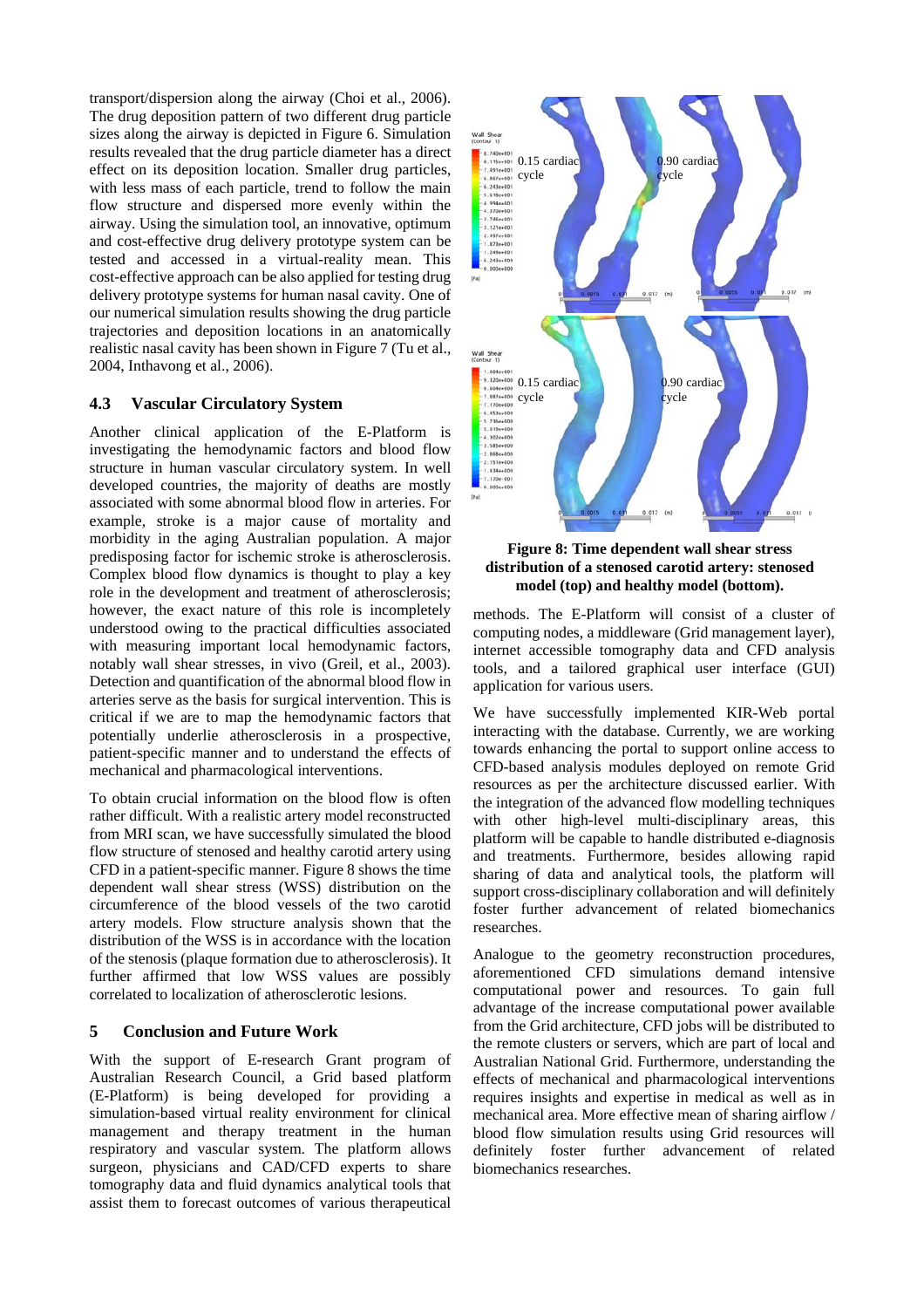transport/dispersion along the airway (Choi et al., 2006). The drug deposition pattern of two different drug particle sizes along the airway is depicted in Figure 6. Simulation results revealed that the drug particle diameter has a direct effect on its deposition location. Smaller drug particles, with less mass of each particle, trend to follow the main flow structure and dispersed more evenly within the airway. Using the simulation tool, an innovative, optimum and cost-effective drug delivery prototype system can be tested and accessed in a virtual-reality mean. This cost-effective approach can be also applied for testing drug delivery prototype systems for human nasal cavity. One of our numerical simulation results showing the drug particle trajectories and deposition locations in an anatomically realistic nasal cavity has been shown in Figure 7 (Tu et al., 2004, Inthavong et al., 2006).

## 4.3 Vascular Circulatory System

Another clinical application of the E-Platform is investigating the hemodynamic factors and blood flow structure in human vascular circulatory system. In well developed countries, the majority of deaths are mostly associated with some abnormal blood flow in arteries. For example, stroke is a major cause of mortality and morbidity in the aging Australian population. A major predisposing factor for ischemic stroke is atherosclerosis. Complex blood flow dynamics is thought to play a key role in the development and treatment of atherosclerosis; however, the exact nature of this role is incompletely understood owing to the practical difficulties associated with measuring important local hemodynamic factors, notably wall shear stresses, in vivo (Greil, et al., 2003). Detection and quantification of the abnormal blood flow in arteries serve as the basis for surgical intervention. This is critical if we are to map the hemodynamic factors that potentially underlie atherosclerosis in a prospective, patient-specific manner and to understand the effects of mechanical and pharmacological interventions.

To obtain crucial information on the blood flow is often rather difficult. With a realistic artery model reconstructed from MRI scan, we have successfully simulated the blood flow structure of stenosed and healthy carotid artery using CFD in a patient-specific manner. Figure 8 shows the time dependent wall shear stress (WSS) distribution on the circumference of the blood vessels of the two carotid artery models. Flow structure analysis shown that the distribution of the WSS is in accordance with the location of the stenosis (plaque formation due to atherosclerosis). It further affirmed that low WSS values are possibly correlated to localization of atherosclerotic lesions.

**Figure 8: Time dependent wall shear stress distribution of a stenosed carotid artery: stenosed model (top) and healthy model (bottom).**

## 5 Conclusion and Future Work

With the support of E-research Grant program of Australian Research Council, a Grid based platform (E-Platform) is being developed for providing a simulation-based virtual reality environment for clinical management and therapy treatment in the human respiratory and vascular system. The platform allows surgeon, physicians and CAD/CFD experts to share tomography data and fluid dynamics analytical tools that assist them to forecast outcomes of various therapeutical methods. The E-Platform will consist of a cluster of computing nodes, a middleware (Grid management layer), internet accessible tomography data and CFD analysis tools, and a tailored graphical user interface (GUI) application for various users.

We have successfully implemented KIR-Web portal interacting with the database. Currently, we are working towards enhancing the portal to support online access to CFD-based analysis modules deployed on remote Grid resources as per the architecture discussed earlier. With the integration of the advanced flow modelling techniques with other high-level multi-disciplinary areas, this platform will be capable to handle distributed e-diagnosis and treatments. Furthermore, besides allowing rapid sharing of data and analytical tools, the platform will support cross-disciplinary collaboration and will definitely foster further advancement of related biomechanics researches.

Analogue to the geometry reconstruction procedures, aforementioned CFD simulations demand intensive computational power and resources. To gain full advantage of the increase computational power available from the Grid architecture, CFD jobs will be distributed to the remote clusters or servers, which are part of local and Australian National Grid. Furthermore, understanding the effects of mechanical and pharmacological interventions requires insights and expertise in medical as well as in mechanical area. More effective mean of sharing airflow / blood flow simulation results using Grid resources will definitely foster further advancement of related biomechanics researches.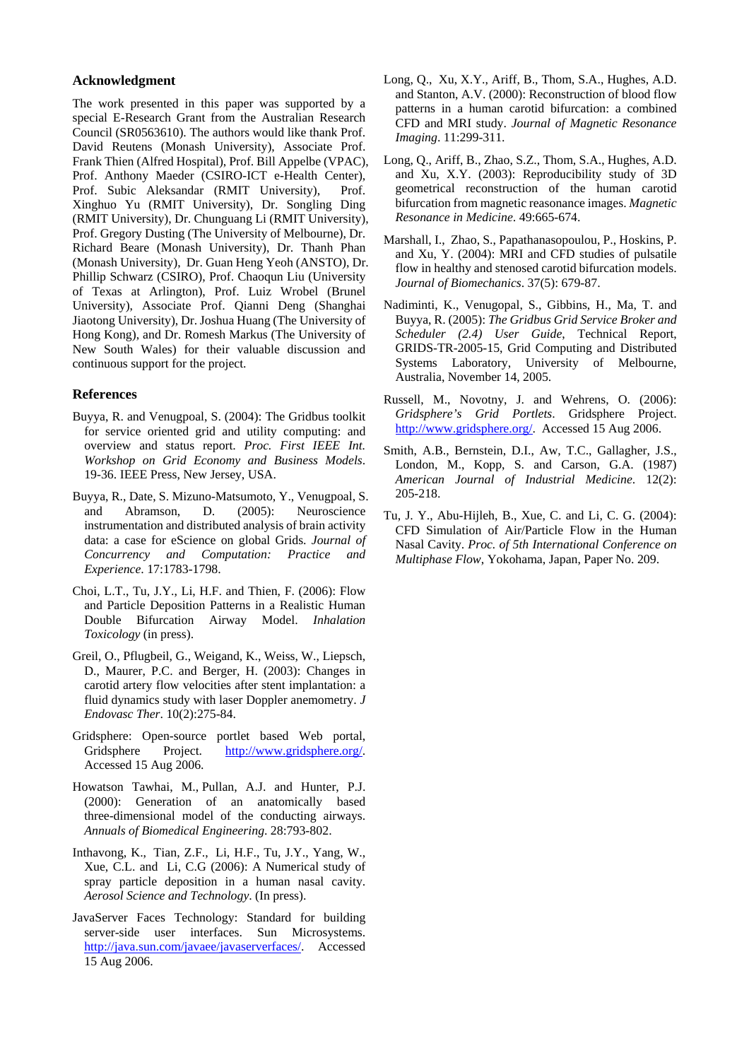## Acknowledgment

The work presented in this paper was supported by a special E-Research Grant from the Australian Research Council (SR0563610). The authors would like thank Prof. David Reutens (Monash University), Associate Prof. Frank Thien (Alfred Hospital), Prof. Bill Appelbe (VPAC), Prof. Anthony Maeder (CSIRO-ICT e-Health Center), Prof. Subic Aleksandar (RMIT University), Prof. Xinghuo Yu (RMIT University), Dr. Songling Ding (RMIT University), Dr. Chunguang Li (RMIT University), Prof. Gregory Dusting (The University of Melbourne), Dr. Richard Beare (Monash University), Dr. Thanh Phan (Monash University), Dr. Guan Heng Yeoh (ANSTO), Dr. Phillip Schwarz (CSIRO), Prof. Chaoqun Liu (University of Texas at Arlington), Prof. Luiz Wrobel (Brunel University), Associate Prof. Qianni Deng (Shanghai Jiaotong University), Dr. Joshua Huang (The University of Hong Kong), and Dr. Romesh Markus (The University of New South Wales) for their valuable discussion and continuous support for the project.

## References

Buyya, R. and Venugpoal, S. (2004): The Gridbus toolkit for service oriented grid and utility computing: and overview and status report. *Proc. First IEEE Int. Workshop on Grid Economy and Business Models*. 19-36. IEEE Press, New Jersey, USA.

Buyya, R., Date, S. Mizuno-Matsumoto, Y., Venugpoal, S. and Abramson, D. (2005): Neuroscience instrumentation and distributed analysis of brain activity data: a case for eScience on global Grids. *Journal of Concurrency and Computation: Practice and Experience*. 17:1783-1798.

Choi, L.T., Tu, J.Y., Li, H.F. and Thien, F. (2006): Flow and Particle Deposition Patterns in a Realistic Human Double Bifurcation Airway Model. *Inhalation Toxicology* (in press).

Greil, O., Pflugbeil, G., Weigand, K., Weiss, W., Liepsch, D., Maurer, P.C. and Berger, H. (2003): Changes in carotid artery flow velocities after stent implantation: a fluid dynamics study with laser Doppler anemometry. *J Endovasc Ther*. 10(2):275-84.

Gridsphere: Open-source portlet based Web portal, Gridsphere Project. http://www.gridsphere.org/. Accessed 15 Aug 2006.

Howatson Tawhai, M., Pullan, A.J. and Hunter, P.J. (2000): Generation of an anatomically based three-dimensional model of the conducting airways. *Annuals of Biomedical Engineering*. 28:793-802.

Inthavong, K., Tian, Z.F., Li, H.F., Tu, J.Y., Yang, W., Xue, C.L. and Li, C.G (2006): A Numerical study of spray particle deposition in a human nasal cavity. *Aerosol Science and Technology*. (In press).

JavaServer Faces Technology: Standard for building server-side user interfaces. Sun Microsystems. http://java.sun.com/javaee/javaserverfaces/. Accessed 15 Aug 2006.

Long, Q., Xu, X.Y., Ariff, B., Thom, S.A., Hughes, A.D. and Stanton, A.V. (2000): Reconstruction of blood flow patterns in a human carotid bifurcation: a combined CFD and MRI study. *Journal of Magnetic Resonance Imaging*. 11:299-311.

Long, Q., Ariff, B., Zhao, S.Z., Thom, S.A., Hughes, A.D. and Xu, X.Y. (2003): Reproducibility study of 3D geometrical reconstruction of the human carotid bifurcation from magnetic reasonance images. *Magnetic Resonance in Medicine*. 49:665-674.

Marshall, I., Zhao, S., Papathanasopoulou, P., Hoskins, P. and Xu, Y. (2004): MRI and CFD studies of pulsatile flow in healthy and stenosed carotid bifurcation models. *Journal of Biomechanics*. 37(5): 679-87.

Nadiminti, K., Venugopal, S., Gibbins, H., Ma, T. and Buyya, R. (2005): *The Gridbus Grid Service Broker and Scheduler (2.4) User Guide*, Technical Report, GRIDS-TR-2005-15, Grid Computing and Distributed Systems Laboratory, University of Melbourne, Australia, November 14, 2005.

Russell, M., Novotny, J. and Wehrens, O. (2006): *Gridsphere's Grid Portlets*. Gridsphere Project. http://www.gridsphere.org/. Accessed 15 Aug 2006.

Smith, A.B., Bernstein, D.I., Aw, T.C., Gallagher, J.S., London, M., Kopp, S. and Carson, G.A. (1987) *American Journal of Industrial Medicine*. 12(2): 205-218.

Tu, J. Y., Abu-Hijleh, B., Xue, C. and Li, C. G. (2004): CFD Simulation of Air/Particle Flow in the Human Nasal Cavity. *Proc. of 5th International Conference on Multiphase Flow*, Yokohama, Japan, Paper No. 209.